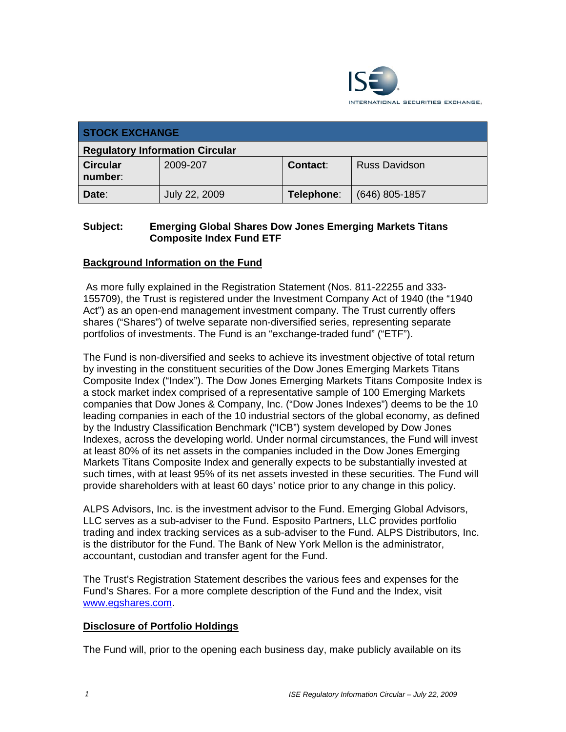ISE INTERNATIONAL SECURITIES EXCHANGE.

| STOCK EXCHANGE | | | |
|---|---|---|---|
| **Regulatory Information Circular** | | | |
| **Circular number**: | 2009-207 | **Contact**: | Russ Davidson |
| **Date**: | July 22, 2009 | **Telephone**: | (646) 805-1857 |

**Subject: Emerging Global Shares Dow Jones Emerging Markets Titans Composite Index Fund ETF**

## Background Information on the Fund

As more fully explained in the Registration Statement (Nos. 811-22255 and 333-155709), the Trust is registered under the Investment Company Act of 1940 (the "1940 Act") as an open-end management investment company. The Trust currently offers shares ("Shares") of twelve separate non-diversified series, representing separate portfolios of investments. The Fund is an "exchange-traded fund" ("ETF").

The Fund is non-diversified and seeks to achieve its investment objective of total return by investing in the constituent securities of the Dow Jones Emerging Markets Titans Composite Index ("Index"). The Dow Jones Emerging Markets Titans Composite Index is a stock market index comprised of a representative sample of 100 Emerging Markets companies that Dow Jones & Company, Inc. ("Dow Jones Indexes") deems to be the 10 leading companies in each of the 10 industrial sectors of the global economy, as defined by the Industry Classification Benchmark ("ICB") system developed by Dow Jones Indexes, across the developing world. Under normal circumstances, the Fund will invest at least 80% of its net assets in the companies included in the Dow Jones Emerging Markets Titans Composite Index and generally expects to be substantially invested at such times, with at least 95% of its net assets invested in these securities. The Fund will provide shareholders with at least 60 days' notice prior to any change in this policy.

ALPS Advisors, Inc. is the investment advisor to the Fund. Emerging Global Advisors, LLC serves as a sub-adviser to the Fund. Esposito Partners, LLC provides portfolio trading and index tracking services as a sub-adviser to the Fund. ALPS Distributors, Inc. is the distributor for the Fund. The Bank of New York Mellon is the administrator, accountant, custodian and transfer agent for the Fund.

The Trust's Registration Statement describes the various fees and expenses for the Fund's Shares. For a more complete description of the Fund and the Index, visit www.egshares.com.

## Disclosure of Portfolio Holdings

The Fund will, prior to the opening each business day, make publicly available on its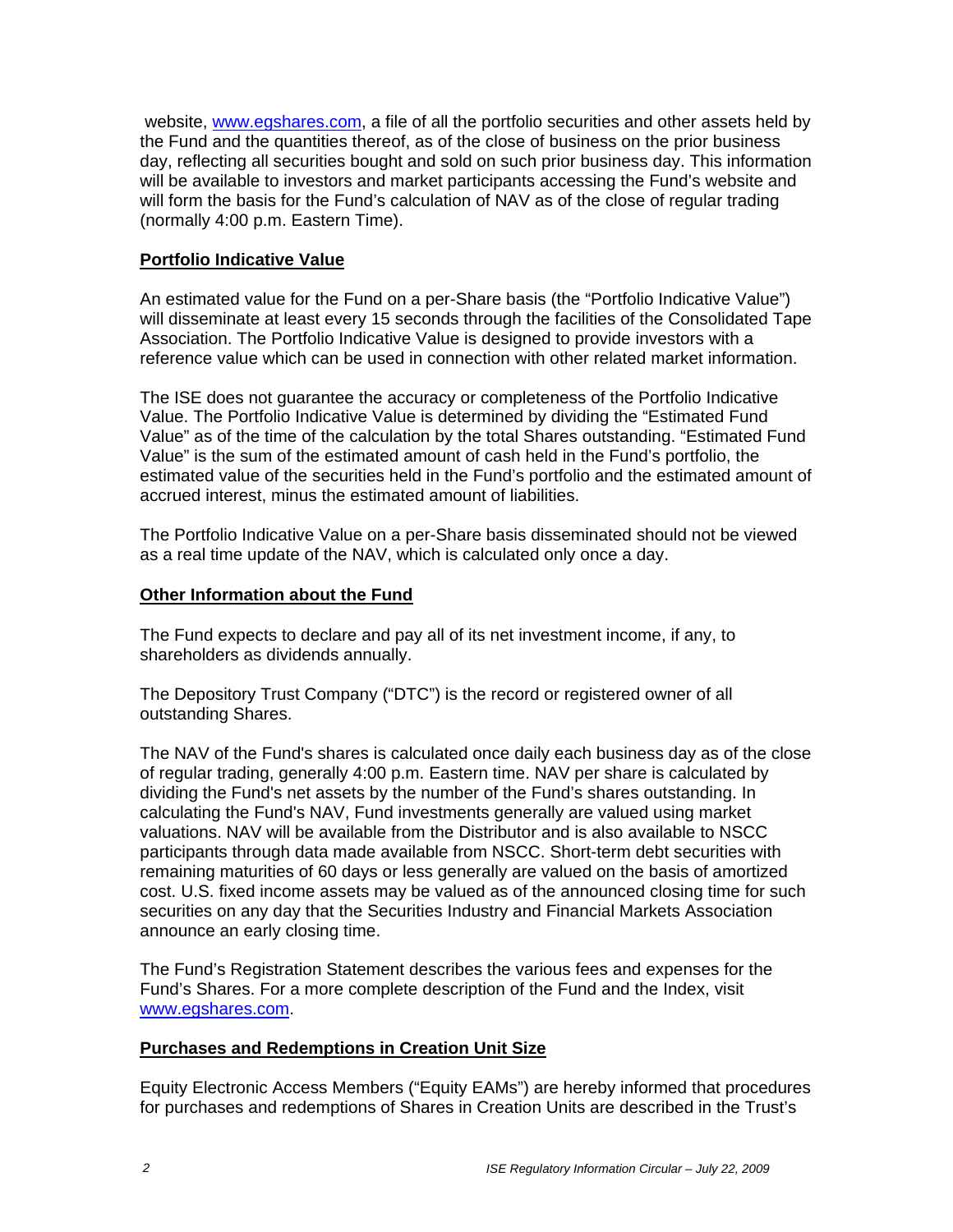website, www.egshares.com, a file of all the portfolio securities and other assets held by the Fund and the quantities thereof, as of the close of business on the prior business day, reflecting all securities bought and sold on such prior business day. This information will be available to investors and market participants accessing the Fund's website and will form the basis for the Fund's calculation of NAV as of the close of regular trading (normally 4:00 p.m. Eastern Time).

## Portfolio Indicative Value

An estimated value for the Fund on a per-Share basis (the "Portfolio Indicative Value") will disseminate at least every 15 seconds through the facilities of the Consolidated Tape Association. The Portfolio Indicative Value is designed to provide investors with a reference value which can be used in connection with other related market information.

The ISE does not guarantee the accuracy or completeness of the Portfolio Indicative Value. The Portfolio Indicative Value is determined by dividing the "Estimated Fund Value" as of the time of the calculation by the total Shares outstanding. "Estimated Fund Value" is the sum of the estimated amount of cash held in the Fund's portfolio, the estimated value of the securities held in the Fund's portfolio and the estimated amount of accrued interest, minus the estimated amount of liabilities.

The Portfolio Indicative Value on a per-Share basis disseminated should not be viewed as a real time update of the NAV, which is calculated only once a day.

## Other Information about the Fund

The Fund expects to declare and pay all of its net investment income, if any, to shareholders as dividends annually.

The Depository Trust Company ("DTC") is the record or registered owner of all outstanding Shares.

The NAV of the Fund's shares is calculated once daily each business day as of the close of regular trading, generally 4:00 p.m. Eastern time. NAV per share is calculated by dividing the Fund's net assets by the number of the Fund's shares outstanding. In calculating the Fund's NAV, Fund investments generally are valued using market valuations. NAV will be available from the Distributor and is also available to NSCC participants through data made available from NSCC. Short-term debt securities with remaining maturities of 60 days or less generally are valued on the basis of amortized cost. U.S. fixed income assets may be valued as of the announced closing time for such securities on any day that the Securities Industry and Financial Markets Association announce an early closing time.

The Fund's Registration Statement describes the various fees and expenses for the Fund's Shares. For a more complete description of the Fund and the Index, visit www.egshares.com.

## Purchases and Redemptions in Creation Unit Size

Equity Electronic Access Members ("Equity EAMs") are hereby informed that procedures for purchases and redemptions of Shares in Creation Units are described in the Trust's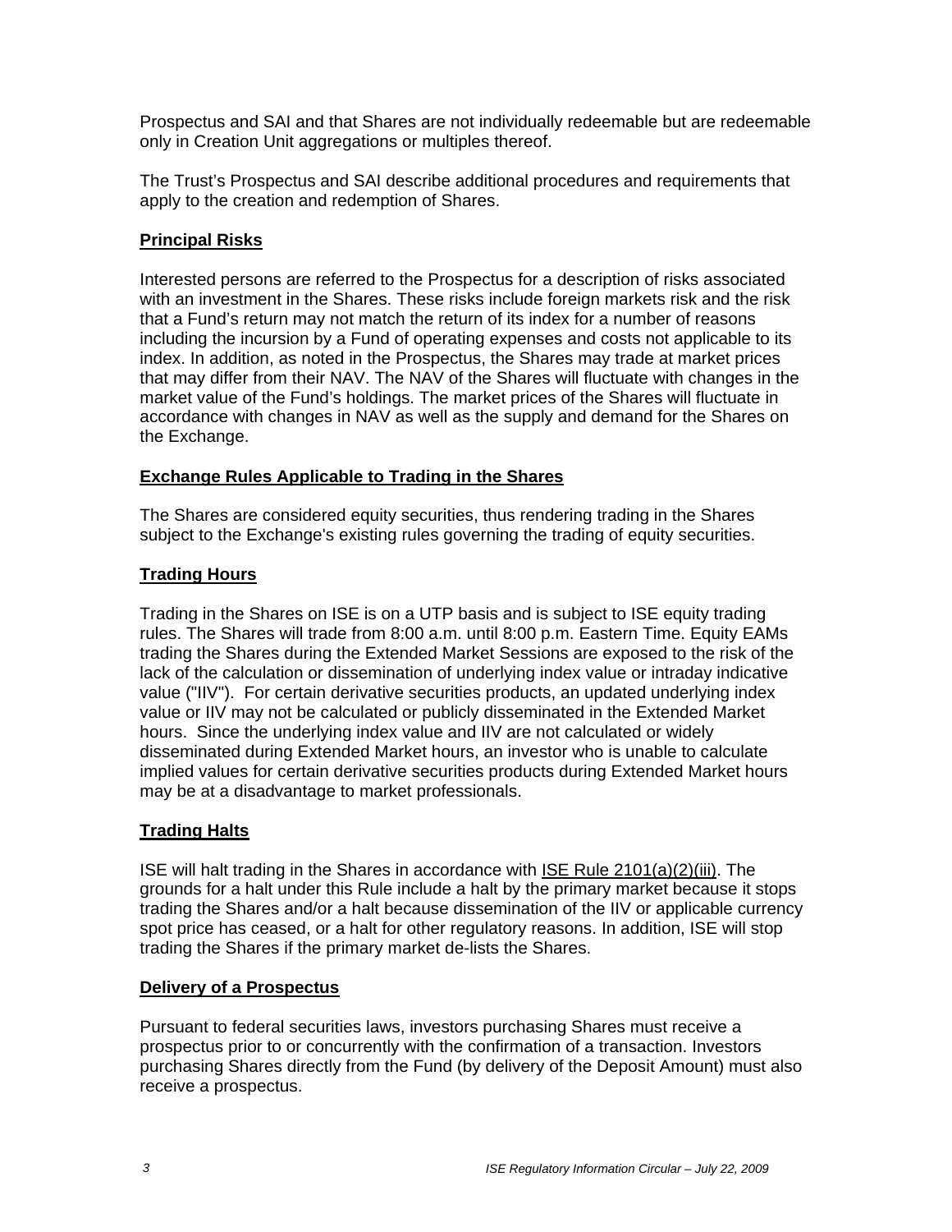Prospectus and SAI and that Shares are not individually redeemable but are redeemable only in Creation Unit aggregations or multiples thereof.

The Trust's Prospectus and SAI describe additional procedures and requirements that apply to the creation and redemption of Shares.

## Principal Risks

Interested persons are referred to the Prospectus for a description of risks associated with an investment in the Shares. These risks include foreign markets risk and the risk that a Fund's return may not match the return of its index for a number of reasons including the incursion by a Fund of operating expenses and costs not applicable to its index. In addition, as noted in the Prospectus, the Shares may trade at market prices that may differ from their NAV. The NAV of the Shares will fluctuate with changes in the market value of the Fund's holdings. The market prices of the Shares will fluctuate in accordance with changes in NAV as well as the supply and demand for the Shares on the Exchange.

## Exchange Rules Applicable to Trading in the Shares

The Shares are considered equity securities, thus rendering trading in the Shares subject to the Exchange's existing rules governing the trading of equity securities.

## Trading Hours

Trading in the Shares on ISE is on a UTP basis and is subject to ISE equity trading rules. The Shares will trade from 8:00 a.m. until 8:00 p.m. Eastern Time. Equity EAMs trading the Shares during the Extended Market Sessions are exposed to the risk of the lack of the calculation or dissemination of underlying index value or intraday indicative value ("IIV"). For certain derivative securities products, an updated underlying index value or IIV may not be calculated or publicly disseminated in the Extended Market hours. Since the underlying index value and IIV are not calculated or widely disseminated during Extended Market hours, an investor who is unable to calculate implied values for certain derivative securities products during Extended Market hours may be at a disadvantage to market professionals.

## Trading Halts

ISE will halt trading in the Shares in accordance with ISE Rule 2101(a)(2)(iii). The grounds for a halt under this Rule include a halt by the primary market because it stops trading the Shares and/or a halt because dissemination of the IIV or applicable currency spot price has ceased, or a halt for other regulatory reasons. In addition, ISE will stop trading the Shares if the primary market de-lists the Shares.

## Delivery of a Prospectus

Pursuant to federal securities laws, investors purchasing Shares must receive a prospectus prior to or concurrently with the confirmation of a transaction. Investors purchasing Shares directly from the Fund (by delivery of the Deposit Amount) must also receive a prospectus.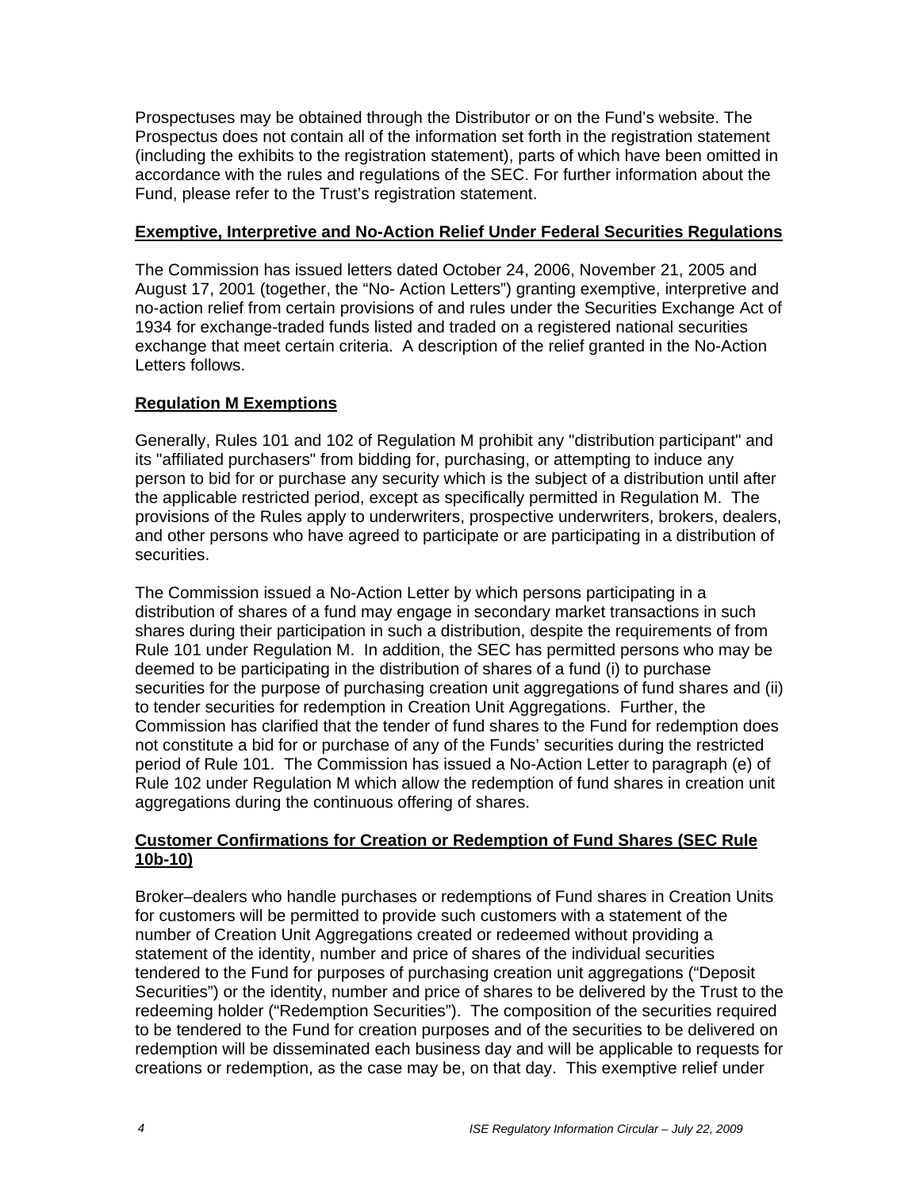Prospectuses may be obtained through the Distributor or on the Fund's website. The Prospectus does not contain all of the information set forth in the registration statement (including the exhibits to the registration statement), parts of which have been omitted in accordance with the rules and regulations of the SEC. For further information about the Fund, please refer to the Trust's registration statement.

**Exemptive, Interpretive and No-Action Relief Under Federal Securities Regulations**

The Commission has issued letters dated October 24, 2006, November 21, 2005 and August 17, 2001 (together, the "No- Action Letters") granting exemptive, interpretive and no-action relief from certain provisions of and rules under the Securities Exchange Act of 1934 for exchange-traded funds listed and traded on a registered national securities exchange that meet certain criteria. A description of the relief granted in the No-Action Letters follows.

**Regulation M Exemptions**

Generally, Rules 101 and 102 of Regulation M prohibit any "distribution participant" and its "affiliated purchasers" from bidding for, purchasing, or attempting to induce any person to bid for or purchase any security which is the subject of a distribution until after the applicable restricted period, except as specifically permitted in Regulation M. The provisions of the Rules apply to underwriters, prospective underwriters, brokers, dealers, and other persons who have agreed to participate or are participating in a distribution of securities.

The Commission issued a No-Action Letter by which persons participating in a distribution of shares of a fund may engage in secondary market transactions in such shares during their participation in such a distribution, despite the requirements of from Rule 101 under Regulation M. In addition, the SEC has permitted persons who may be deemed to be participating in the distribution of shares of a fund (i) to purchase securities for the purpose of purchasing creation unit aggregations of fund shares and (ii) to tender securities for redemption in Creation Unit Aggregations. Further, the Commission has clarified that the tender of fund shares to the Fund for redemption does not constitute a bid for or purchase of any of the Funds' securities during the restricted period of Rule 101. The Commission has issued a No-Action Letter to paragraph (e) of Rule 102 under Regulation M which allow the redemption of fund shares in creation unit aggregations during the continuous offering of shares.

**Customer Confirmations for Creation or Redemption of Fund Shares (SEC Rule 10b-10)**

Broker–dealers who handle purchases or redemptions of Fund shares in Creation Units for customers will be permitted to provide such customers with a statement of the number of Creation Unit Aggregations created or redeemed without providing a statement of the identity, number and price of shares of the individual securities tendered to the Fund for purposes of purchasing creation unit aggregations ("Deposit Securities") or the identity, number and price of shares to be delivered by the Trust to the redeeming holder ("Redemption Securities"). The composition of the securities required to be tendered to the Fund for creation purposes and of the securities to be delivered on redemption will be disseminated each business day and will be applicable to requests for creations or redemption, as the case may be, on that day. This exemptive relief under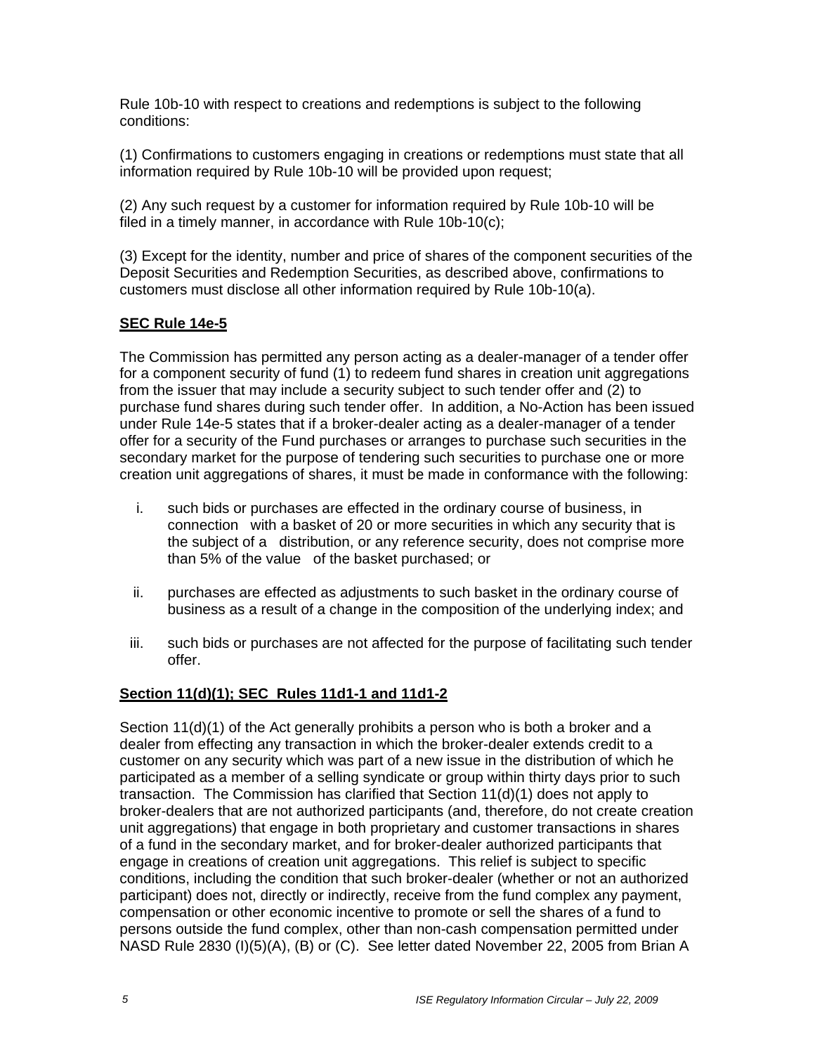Rule 10b-10 with respect to creations and redemptions is subject to the following conditions:

(1) Confirmations to customers engaging in creations or redemptions must state that all information required by Rule 10b-10 will be provided upon request;

(2) Any such request by a customer for information required by Rule 10b-10 will be filed in a timely manner, in accordance with Rule 10b-10(c);

(3) Except for the identity, number and price of shares of the component securities of the Deposit Securities and Redemption Securities, as described above, confirmations to customers must disclose all other information required by Rule 10b-10(a).

**SEC Rule 14e-5**

The Commission has permitted any person acting as a dealer-manager of a tender offer for a component security of fund (1) to redeem fund shares in creation unit aggregations from the issuer that may include a security subject to such tender offer and (2) to purchase fund shares during such tender offer. In addition, a No-Action has been issued under Rule 14e-5 states that if a broker-dealer acting as a dealer-manager of a tender offer for a security of the Fund purchases or arranges to purchase such securities in the secondary market for the purpose of tendering such securities to purchase one or more creation unit aggregations of shares, it must be made in conformance with the following:

i. such bids or purchases are effected in the ordinary course of business, in connection with a basket of 20 or more securities in which any security that is the subject of a distribution, or any reference security, does not comprise more than 5% of the value of the basket purchased; or

ii. purchases are effected as adjustments to such basket in the ordinary course of business as a result of a change in the composition of the underlying index; and

iii. such bids or purchases are not affected for the purpose of facilitating such tender offer.

**Section 11(d)(1); SEC Rules 11d1-1 and 11d1-2**

Section 11(d)(1) of the Act generally prohibits a person who is both a broker and a dealer from effecting any transaction in which the broker-dealer extends credit to a customer on any security which was part of a new issue in the distribution of which he participated as a member of a selling syndicate or group within thirty days prior to such transaction. The Commission has clarified that Section 11(d)(1) does not apply to broker-dealers that are not authorized participants (and, therefore, do not create creation unit aggregations) that engage in both proprietary and customer transactions in shares of a fund in the secondary market, and for broker-dealer authorized participants that engage in creations of creation unit aggregations. This relief is subject to specific conditions, including the condition that such broker-dealer (whether or not an authorized participant) does not, directly or indirectly, receive from the fund complex any payment, compensation or other economic incentive to promote or sell the shares of a fund to persons outside the fund complex, other than non-cash compensation permitted under NASD Rule 2830 (I)(5)(A), (B) or (C). See letter dated November 22, 2005 from Brian A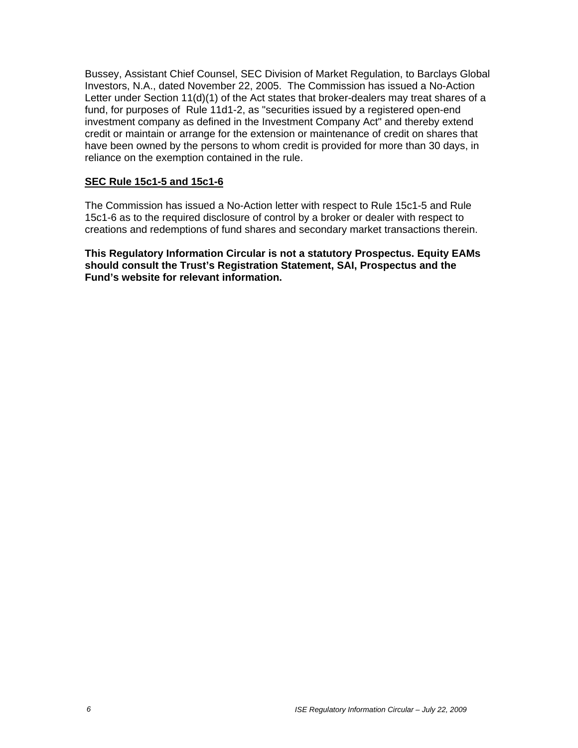Bussey, Assistant Chief Counsel, SEC Division of Market Regulation, to Barclays Global Investors, N.A., dated November 22, 2005. The Commission has issued a No-Action Letter under Section 11(d)(1) of the Act states that broker-dealers may treat shares of a fund, for purposes of Rule 11d1-2, as "securities issued by a registered open-end investment company as defined in the Investment Company Act" and thereby extend credit or maintain or arrange for the extension or maintenance of credit on shares that have been owned by the persons to whom credit is provided for more than 30 days, in reliance on the exemption contained in the rule.

**SEC Rule 15c1-5 and 15c1-6**

The Commission has issued a No-Action letter with respect to Rule 15c1-5 and Rule 15c1-6 as to the required disclosure of control by a broker or dealer with respect to creations and redemptions of fund shares and secondary market transactions therein.

**This Regulatory Information Circular is not a statutory Prospectus. Equity EAMs should consult the Trust's Registration Statement, SAI, Prospectus and the Fund's website for relevant information.**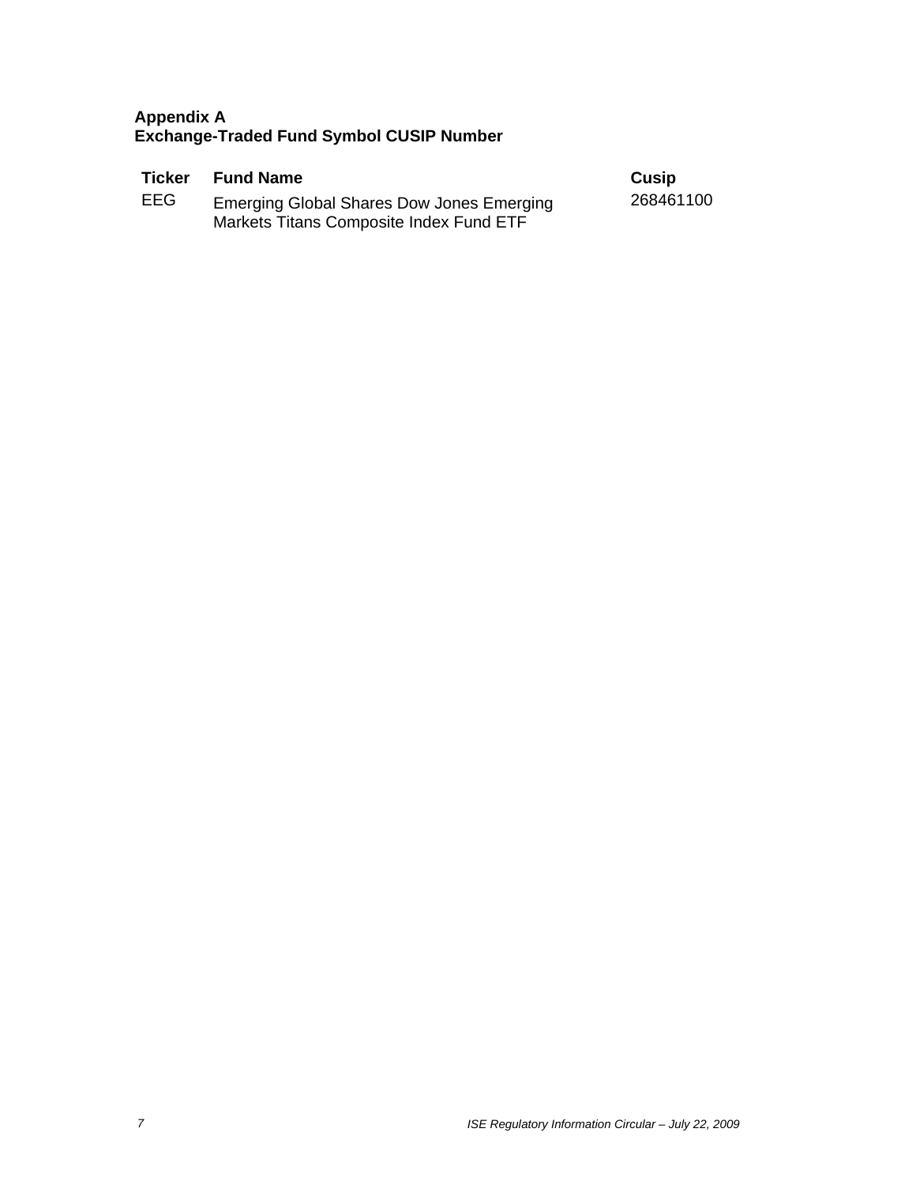**Appendix A**
**Exchange-Traded Fund Symbol CUSIP Number**

| Ticker | Fund Name | Cusip |
|---|---|---|
| EEG | Emerging Global Shares Dow Jones Emerging Markets Titans Composite Index Fund ETF | 268461100 |